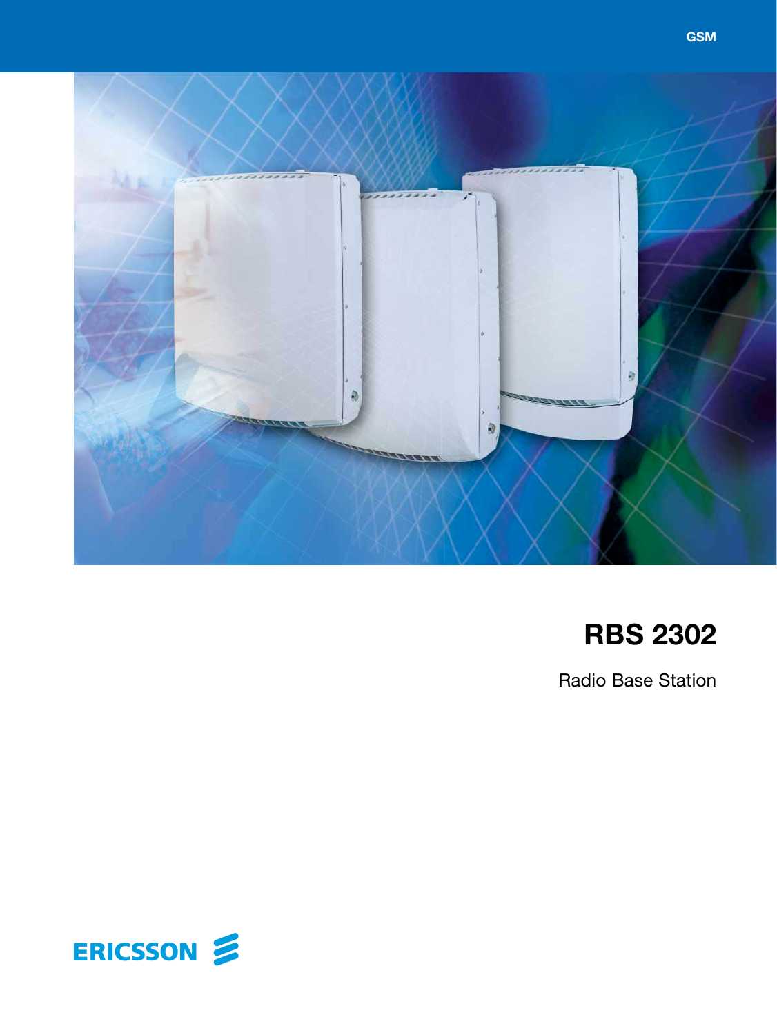GSM

# RBS 2302

Radio Base Station

ERICSSON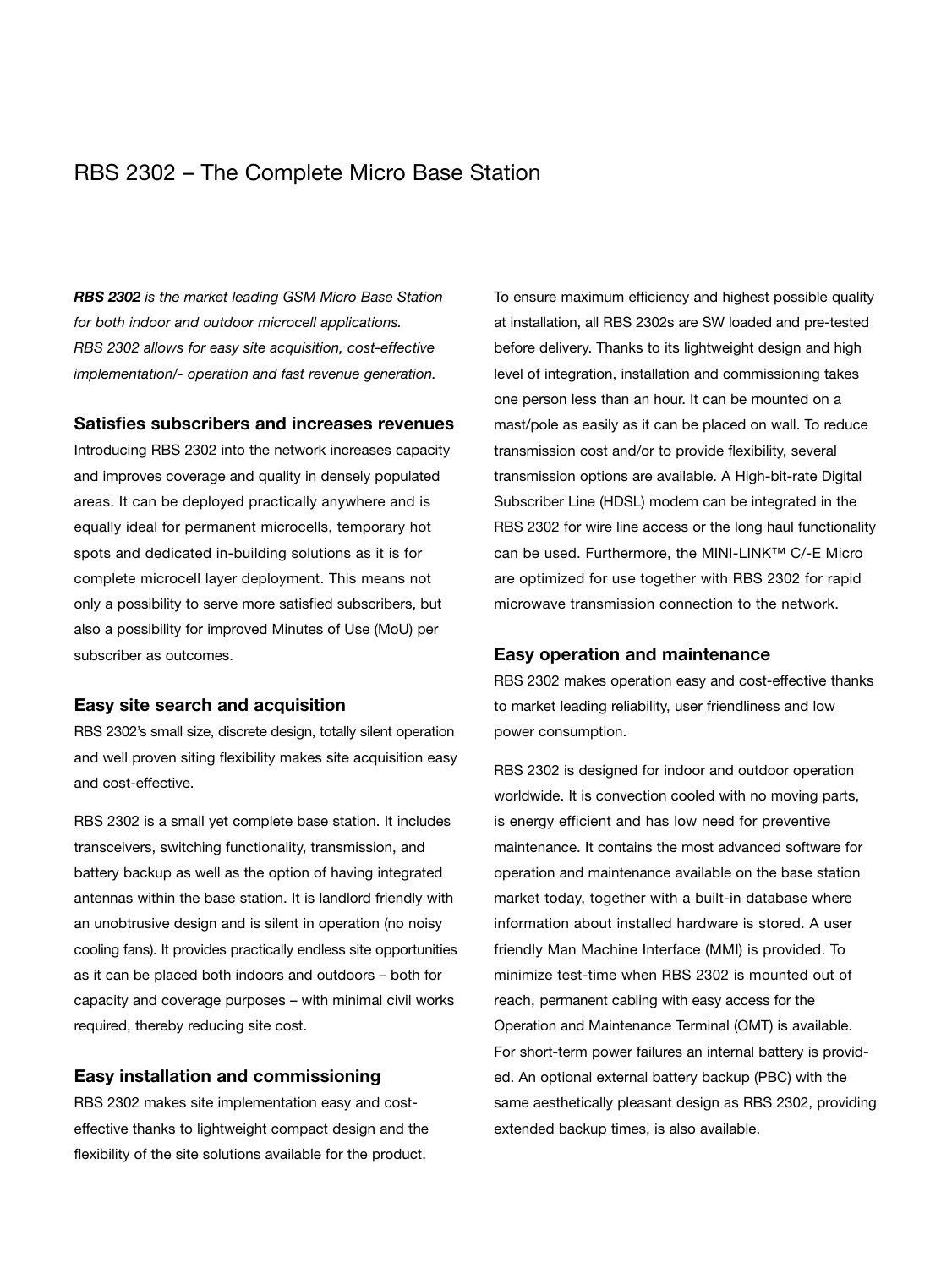# RBS 2302 – The Complete Micro Base Station

***RBS 2302*** *is the market leading GSM Micro Base Station for both indoor and outdoor microcell applications. RBS 2302 allows for easy site acquisition, cost-effective implementation/- operation and fast revenue generation.*

## Satisfies subscribers and increases revenues

Introducing RBS 2302 into the network increases capacity and improves coverage and quality in densely populated areas. It can be deployed practically anywhere and is equally ideal for permanent microcells, temporary hot spots and dedicated in-building solutions as it is for complete microcell layer deployment. This means not only a possibility to serve more satisfied subscribers, but also a possibility for improved Minutes of Use (MoU) per subscriber as outcomes.

## Easy site search and acquisition

RBS 2302's small size, discrete design, totally silent operation and well proven siting flexibility makes site acquisition easy and cost-effective.

RBS 2302 is a small yet complete base station. It includes transceivers, switching functionality, transmission, and battery backup as well as the option of having integrated antennas within the base station. It is landlord friendly with an unobtrusive design and is silent in operation (no noisy cooling fans). It provides practically endless site opportunities as it can be placed both indoors and outdoors – both for capacity and coverage purposes – with minimal civil works required, thereby reducing site cost.

## Easy installation and commissioning

RBS 2302 makes site implementation easy and cost-effective thanks to lightweight compact design and the flexibility of the site solutions available for the product.

To ensure maximum efficiency and highest possible quality at installation, all RBS 2302s are SW loaded and pre-tested before delivery. Thanks to its lightweight design and high level of integration, installation and commissioning takes one person less than an hour. It can be mounted on a mast/pole as easily as it can be placed on wall. To reduce transmission cost and/or to provide flexibility, several transmission options are available. A High-bit-rate Digital Subscriber Line (HDSL) modem can be integrated in the RBS 2302 for wire line access or the long haul functionality can be used. Furthermore, the MINI-LINK™ C/-E Micro are optimized for use together with RBS 2302 for rapid microwave transmission connection to the network.

## Easy operation and maintenance

RBS 2302 makes operation easy and cost-effective thanks to market leading reliability, user friendliness and low power consumption.

RBS 2302 is designed for indoor and outdoor operation worldwide. It is convection cooled with no moving parts, is energy efficient and has low need for preventive maintenance. It contains the most advanced software for operation and maintenance available on the base station market today, together with a built-in database where information about installed hardware is stored. A user friendly Man Machine Interface (MMI) is provided. To minimize test-time when RBS 2302 is mounted out of reach, permanent cabling with easy access for the Operation and Maintenance Terminal (OMT) is available. For short-term power failures an internal battery is provided. An optional external battery backup (PBC) with the same aesthetically pleasant design as RBS 2302, providing extended backup times, is also available.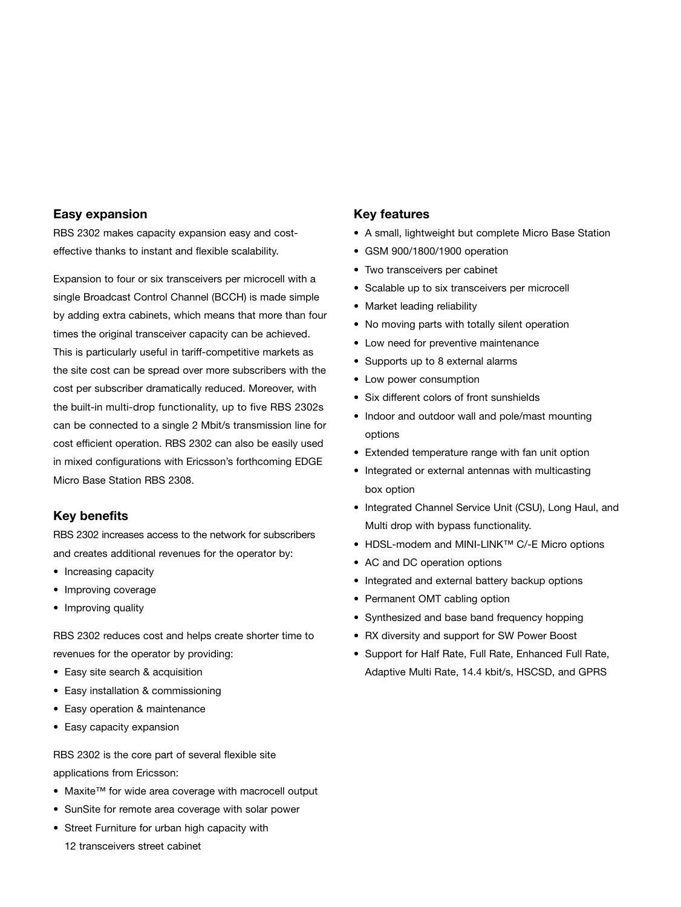## Easy expansion

RBS 2302 makes capacity expansion easy and cost-effective thanks to instant and flexible scalability.

Expansion to four or six transceivers per microcell with a single Broadcast Control Channel (BCCH) is made simple by adding extra cabinets, which means that more than four times the original transceiver capacity can be achieved. This is particularly useful in tariff-competitive markets as the site cost can be spread over more subscribers with the cost per subscriber dramatically reduced. Moreover, with the built-in multi-drop functionality, up to five RBS 2302s can be connected to a single 2 Mbit/s transmission line for cost efficient operation. RBS 2302 can also be easily used in mixed configurations with Ericsson's forthcoming EDGE Micro Base Station RBS 2308.

## Key benefits

RBS 2302 increases access to the network for subscribers and creates additional revenues for the operator by:

- Increasing capacity
- Improving coverage
- Improving quality

RBS 2302 reduces cost and helps create shorter time to revenues for the operator by providing:

- Easy site search & acquisition
- Easy installation & commissioning
- Easy operation & maintenance
- Easy capacity expansion

RBS 2302 is the core part of several flexible site applications from Ericsson:

- Maxite™ for wide area coverage with macrocell output
- SunSite for remote area coverage with solar power
- Street Furniture for urban high capacity with 12 transceivers street cabinet

## Key features

- A small, lightweight but complete Micro Base Station
- GSM 900/1800/1900 operation
- Two transceivers per cabinet
- Scalable up to six transceivers per microcell
- Market leading reliability
- No moving parts with totally silent operation
- Low need for preventive maintenance
- Supports up to 8 external alarms
- Low power consumption
- Six different colors of front sunshields
- Indoor and outdoor wall and pole/mast mounting options
- Extended temperature range with fan unit option
- Integrated or external antennas with multicasting box option
- Integrated Channel Service Unit (CSU), Long Haul, and Multi drop with bypass functionality.
- HDSL-modem and MINI-LINK™ C/-E Micro options
- AC and DC operation options
- Integrated and external battery backup options
- Permanent OMT cabling option
- Synthesized and base band frequency hopping
- RX diversity and support for SW Power Boost
- Support for Half Rate, Full Rate, Enhanced Full Rate, Adaptive Multi Rate, 14.4 kbit/s, HSCSD, and GPRS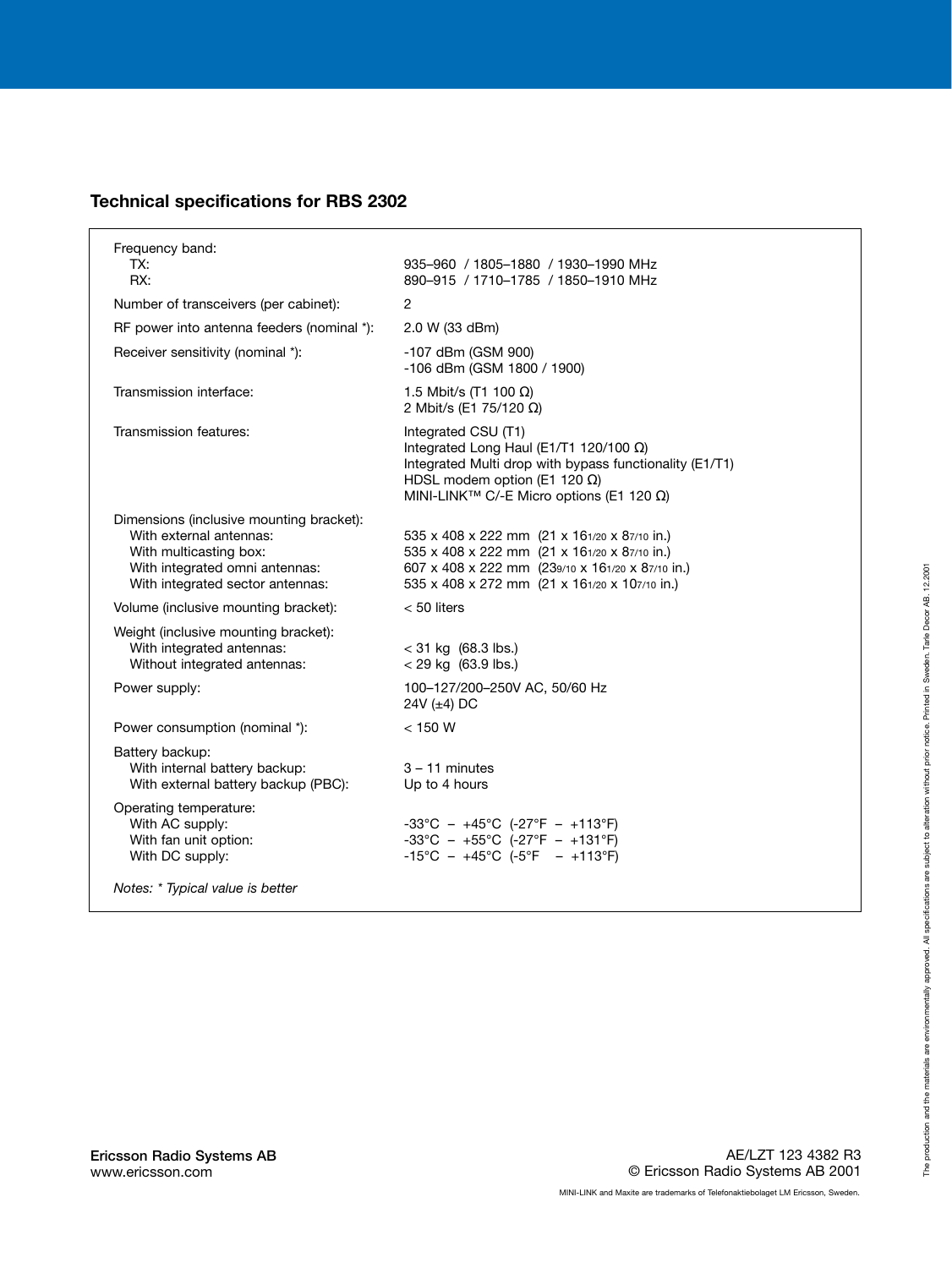## Technical specifications for RBS 2302

| | |
|---|---|
| Frequency band: | |
| TX: | 935–960 / 1805–1880 / 1930–1990 MHz |
| RX: | 890–915 / 1710–1785 / 1850–1910 MHz |
| Number of transceivers (per cabinet): | 2 |
| RF power into antenna feeders (nominal *): | 2.0 W (33 dBm) |
| Receiver sensitivity (nominal *): | -107 dBm (GSM 900)<br>-106 dBm (GSM 1800 / 1900) |
| Transmission interface: | 1.5 Mbit/s (T1 100 Ω)<br>2 Mbit/s (E1 75/120 Ω) |
| Transmission features: | Integrated CSU (T1)<br>Integrated Long Haul (E1/T1 120/100 Ω)<br>Integrated Multi drop with bypass functionality (E1/T1)<br>HDSL modem option (E1 120 Ω)<br>MINI-LINK™ C/-E Micro options (E1 120 Ω) |
| Dimensions (inclusive mounting bracket): | |
| With external antennas: | 535 x 408 x 222 mm (21 x 16 1/20 x 8 7/10 in.) |
| With multicasting box: | 535 x 408 x 222 mm (21 x 16 1/20 x 8 7/10 in.) |
| With integrated omni antennas: | 607 x 408 x 222 mm (23 9/10 x 16 1/20 x 8 7/10 in.) |
| With integrated sector antennas: | 535 x 408 x 272 mm (21 x 16 1/20 x 10 7/10 in.) |
| Volume (inclusive mounting bracket): | < 50 liters |
| Weight (inclusive mounting bracket): | |
| With integrated antennas: | < 31 kg (68.3 lbs.) |
| Without integrated antennas: | < 29 kg (63.9 lbs.) |
| Power supply: | 100–127/200–250V AC, 50/60 Hz<br>24V (±4) DC |
| Power consumption (nominal *): | < 150 W |
| Battery backup: | |
| With internal battery backup: | 3 – 11 minutes |
| With external battery backup (PBC): | Up to 4 hours |
| Operating temperature: | |
| With AC supply: | -33°C – +45°C (-27°F – +113°F) |
| With fan unit option: | -33°C – +55°C (-27°F – +131°F) |
| With DC supply: | -15°C – +45°C (-5°F – +113°F) |

*Notes: * Typical value is better*

**Ericsson Radio Systems AB**
www.ericsson.com

AE/LZT 123 4382 R3
© Ericsson Radio Systems AB 2001

MINI-LINK and Maxite are trademarks of Telefonaktiebolaget LM Ericsson, Sweden.

The production and the materials are environmentally approved. All specifications are subject to alteration without prior notice. Printed in Sweden. Tarle Decor AB. 12.2001